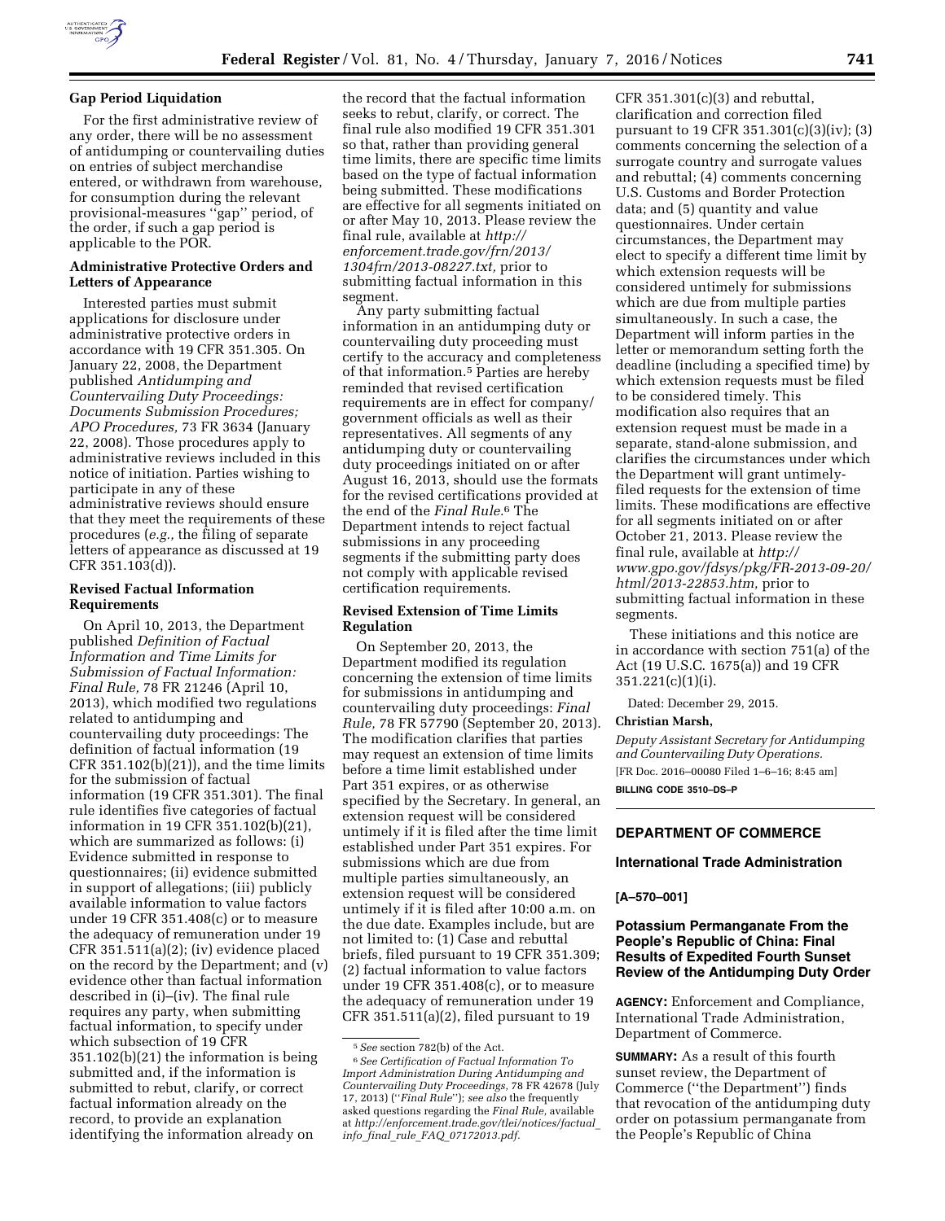### Gap Period Liquidation

For the first administrative review of any order, there will be no assessment of antidumping or countervailing duties on entries of subject merchandise entered, or withdrawn from warehouse, for consumption during the relevant provisional-measures "gap" period, of the order, if such a gap period is applicable to the POR.

### Administrative Protective Orders and Letters of Appearance

Interested parties must submit applications for disclosure under administrative protective orders in accordance with 19 CFR 351.305. On January 22, 2008, the Department published *Antidumping and Countervailing Duty Proceedings: Documents Submission Procedures; APO Procedures,* 73 FR 3634 (January 22, 2008). Those procedures apply to administrative reviews included in this notice of initiation. Parties wishing to participate in any of these administrative reviews should ensure that they meet the requirements of these procedures (*e.g.,* the filing of separate letters of appearance as discussed at 19 CFR 351.103(d)).

### Revised Factual Information Requirements

On April 10, 2013, the Department published *Definition of Factual Information and Time Limits for Submission of Factual Information: Final Rule,* 78 FR 21246 (April 10, 2013), which modified two regulations related to antidumping and countervailing duty proceedings: The definition of factual information (19 CFR 351.102(b)(21)), and the time limits for the submission of factual information (19 CFR 351.301). The final rule identifies five categories of factual information in 19 CFR 351.102(b)(21), which are summarized as follows: (i) Evidence submitted in response to questionnaires; (ii) evidence submitted in support of allegations; (iii) publicly available information to value factors under 19 CFR 351.408(c) or to measure the adequacy of remuneration under 19 CFR 351.511(a)(2); (iv) evidence placed on the record by the Department; and (v) evidence other than factual information described in (i)–(iv). The final rule requires any party, when submitting factual information, to specify under which subsection of 19 CFR 351.102(b)(21) the information is being submitted and, if the information is submitted to rebut, clarify, or correct factual information already on the record, to provide an explanation identifying the information already on the record that the factual information seeks to rebut, clarify, or correct. The final rule also modified 19 CFR 351.301 so that, rather than providing general time limits, there are specific time limits based on the type of factual information being submitted. These modifications are effective for all segments initiated on or after May 10, 2013. Please review the final rule, available at *http://enforcement.trade.gov/frn/2013/1304frn/2013-08227.txt,* prior to submitting factual information in this segment.

Any party submitting factual information in an antidumping duty or countervailing duty proceeding must certify to the accuracy and completeness of that information.[5] Parties are hereby reminded that revised certification requirements are in effect for company/government officials as well as their representatives. All segments of any antidumping duty or countervailing duty proceedings initiated on or after August 16, 2013, should use the formats for the revised certifications provided at the end of the *Final Rule.*[6] The Department intends to reject factual submissions in any proceeding segments if the submitting party does not comply with applicable revised certification requirements.

### Revised Extension of Time Limits Regulation

On September 20, 2013, the Department modified its regulation concerning the extension of time limits for submissions in antidumping and countervailing duty proceedings: *Final Rule,* 78 FR 57790 (September 20, 2013). The modification clarifies that parties may request an extension of time limits before a time limit established under Part 351 expires, or as otherwise specified by the Secretary. In general, an extension request will be considered untimely if it is filed after the time limit established under Part 351 expires. For submissions which are due from multiple parties simultaneously, an extension request will be considered untimely if it is filed after 10:00 a.m. on the due date. Examples include, but are not limited to: (1) Case and rebuttal briefs, filed pursuant to 19 CFR 351.309; (2) factual information to value factors under 19 CFR 351.408(c), or to measure the adequacy of remuneration under 19 CFR 351.511(a)(2), filed pursuant to 19 CFR 351.301(c)(3) and rebuttal, clarification and correction filed pursuant to 19 CFR 351.301(c)(3)(iv); (3) comments concerning the selection of a surrogate country and surrogate values and rebuttal; (4) comments concerning U.S. Customs and Border Protection data; and (5) quantity and value questionnaires. Under certain circumstances, the Department may elect to specify a different time limit by which extension requests will be considered untimely for submissions which are due from multiple parties simultaneously. In such a case, the Department will inform parties in the letter or memorandum setting forth the deadline (including a specified time) by which extension requests must be filed to be considered timely. This modification also requires that an extension request must be made in a separate, stand-alone submission, and clarifies the circumstances under which the Department will grant untimely-filed requests for the extension of time limits. These modifications are effective for all segments initiated on or after October 21, 2013. Please review the final rule, available at *http://www.gpo.gov/fdsys/pkg/FR-2013-09-20/html/2013-22853.htm,* prior to submitting factual information in these segments.

These initiations and this notice are in accordance with section 751(a) of the Act (19 U.S.C. 1675(a)) and 19 CFR 351.221(c)(1)(i).

Dated: December 29, 2015.

**Christian Marsh,**

*Deputy Assistant Secretary for Antidumping and Countervailing Duty Operations.*

[FR Doc. 2016–00080 Filed 1–6–16; 8:45 am]

**BILLING CODE 3510–DS–P**

[5] *See* section 782(b) of the Act.

[6] *See Certification of Factual Information To Import Administration During Antidumping and Countervailing Duty Proceedings,* 78 FR 42678 (July 17, 2013) ("*Final Rule*"); *see also* the frequently asked questions regarding the *Final Rule,* available at *http://enforcement.trade.gov/tlei/notices/factual_info_final_rule_FAQ_07172013.pdf.*

---

## DEPARTMENT OF COMMERCE

### International Trade Administration

**[A–570–001]**

### Potassium Permanganate From the People's Republic of China: Final Results of Expedited Fourth Sunset Review of the Antidumping Duty Order

**AGENCY:** Enforcement and Compliance, International Trade Administration, Department of Commerce.

**SUMMARY:** As a result of this fourth sunset review, the Department of Commerce ("the Department") finds that revocation of the antidumping duty order on potassium permanganate from the People's Republic of China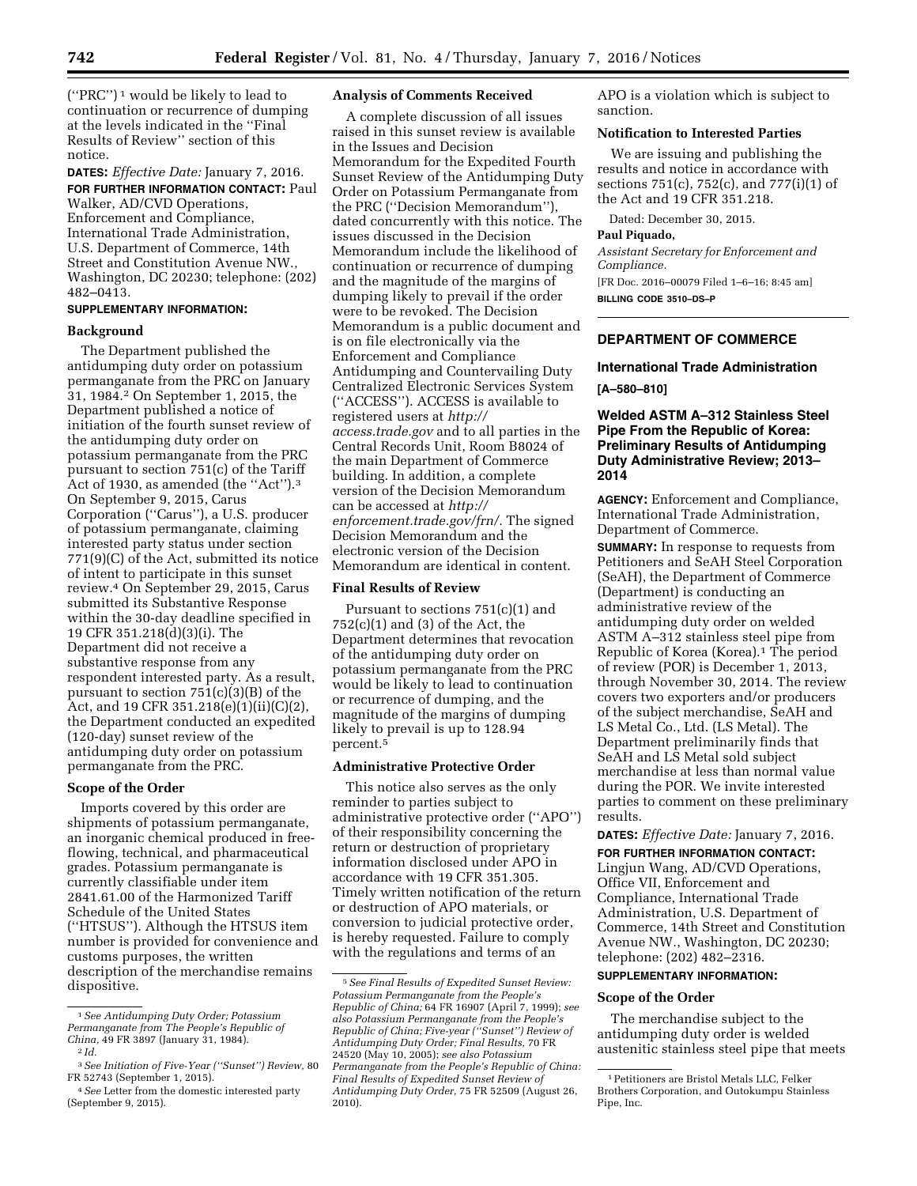(''PRC'')[1] would be likely to lead to continuation or recurrence of dumping at the levels indicated in the ''Final Results of Review'' section of this notice.

**DATES:** *Effective Date:* January 7, 2016.

**FOR FURTHER INFORMATION CONTACT:** Paul Walker, AD/CVD Operations, Enforcement and Compliance, International Trade Administration, U.S. Department of Commerce, 14th Street and Constitution Avenue NW., Washington, DC 20230; telephone: (202) 482–0413.

**SUPPLEMENTARY INFORMATION:**

## Background

The Department published the antidumping duty order on potassium permanganate from the PRC on January 31, 1984.[2] On September 1, 2015, the Department published a notice of initiation of the fourth sunset review of the antidumping duty order on potassium permanganate from the PRC pursuant to section 751(c) of the Tariff Act of 1930, as amended (the ''Act'').[3] On September 9, 2015, Carus Corporation (''Carus''), a U.S. producer of potassium permanganate, claiming interested party status under section 771(9)(C) of the Act, submitted its notice of intent to participate in this sunset review.[4] On September 29, 2015, Carus submitted its Substantive Response within the 30-day deadline specified in 19 CFR 351.218(d)(3)(i). The Department did not receive a substantive response from any respondent interested party. As a result, pursuant to section 751(c)(3)(B) of the Act, and 19 CFR 351.218(e)(1)(ii)(C)(2), the Department conducted an expedited (120-day) sunset review of the antidumping duty order on potassium permanganate from the PRC.

## Scope of the Order

Imports covered by this order are shipments of potassium permanganate, an inorganic chemical produced in free-flowing, technical, and pharmaceutical grades. Potassium permanganate is currently classifiable under item 2841.61.00 of the Harmonized Tariff Schedule of the United States (''HTSUS''). Although the HTSUS item number is provided for convenience and customs purposes, the written description of the merchandise remains dispositive.

## Analysis of Comments Received

A complete discussion of all issues raised in this sunset review is available in the Issues and Decision Memorandum for the Expedited Fourth Sunset Review of the Antidumping Duty Order on Potassium Permanganate from the PRC (''Decision Memorandum''), dated concurrently with this notice. The issues discussed in the Decision Memorandum include the likelihood of continuation or recurrence of dumping and the magnitude of the margins of dumping likely to prevail if the order were to be revoked. The Decision Memorandum is a public document and is on file electronically via the Enforcement and Compliance Antidumping and Countervailing Duty Centralized Electronic Services System (''ACCESS''). ACCESS is available to registered users at *http://access.trade.gov* and to all parties in the Central Records Unit, Room B8024 of the main Department of Commerce building. In addition, a complete version of the Decision Memorandum can be accessed at *http://enforcement.trade.gov/frn/.* The signed Decision Memorandum and the electronic version of the Decision Memorandum are identical in content.

## Final Results of Review

Pursuant to sections 751(c)(1) and 752(c)(1) and (3) of the Act, the Department determines that revocation of the antidumping duty order on potassium permanganate from the PRC would be likely to lead to continuation or recurrence of dumping, and the magnitude of the margins of dumping likely to prevail is up to 128.94 percent.[5]

## Administrative Protective Order

This notice also serves as the only reminder to parties subject to administrative protective order (''APO'') of their responsibility concerning the return or destruction of proprietary information disclosed under APO in accordance with 19 CFR 351.305. Timely written notification of the return or destruction of APO materials, or conversion to judicial protective order, is hereby requested. Failure to comply with the regulations and terms of an APO is a violation which is subject to sanction.

## Notification to Interested Parties

We are issuing and publishing the results and notice in accordance with sections 751(c), 752(c), and 777(i)(1) of the Act and 19 CFR 351.218.

Dated: December 30, 2015.

**Paul Piquado,**

*Assistant Secretary for Enforcement and Compliance.*

[FR Doc. 2016–00079 Filed 1–6–16; 8:45 am]

**BILLING CODE 3510–DS–P**

---

[1] *See Antidumping Duty Order; Potassium Permanganate from The People's Republic of China,* 49 FR 3897 (January 31, 1984).

[2] *Id.*

[3] *See Initiation of Five-Year (''Sunset'') Review,* 80 FR 52743 (September 1, 2015).

[4] *See* Letter from the domestic interested party (September 9, 2015).

[5] *See Final Results of Expedited Sunset Review: Potassium Permanganate from the People's Republic of China;* 64 FR 16907 (April 7, 1999); *see also Potassium Permanganate from the People's Republic of China; Five-year (''Sunset'') Review of Antidumping Duty Order; Final Results,* 70 FR 24520 (May 10, 2005); *see also Potassium Permanganate from the People's Republic of China: Final Results of Expedited Sunset Review of Antidumping Duty Order,* 75 FR 52509 (August 26, 2010).

---

# DEPARTMENT OF COMMERCE

## International Trade Administration

**[A–580–810]**

## Welded ASTM A–312 Stainless Steel Pipe From the Republic of Korea: Preliminary Results of Antidumping Duty Administrative Review; 2013–2014

**AGENCY:** Enforcement and Compliance, International Trade Administration, Department of Commerce.

**SUMMARY:** In response to requests from Petitioners and SeAH Steel Corporation (SeAH), the Department of Commerce (Department) is conducting an administrative review of the antidumping duty order on welded ASTM A–312 stainless steel pipe from Republic of Korea (Korea).[1] The period of review (POR) is December 1, 2013, through November 30, 2014. The review covers two exporters and/or producers of the subject merchandise, SeAH and LS Metal Co., Ltd. (LS Metal). The Department preliminarily finds that SeAH and LS Metal sold subject merchandise at less than normal value during the POR. We invite interested parties to comment on these preliminary results.

**DATES:** *Effective Date:* January 7, 2016.

**FOR FURTHER INFORMATION CONTACT:** Lingjun Wang, AD/CVD Operations, Office VII, Enforcement and Compliance, International Trade Administration, U.S. Department of Commerce, 14th Street and Constitution Avenue NW., Washington, DC 20230; telephone: (202) 482–2316.

**SUPPLEMENTARY INFORMATION:**

## Scope of the Order

The merchandise subject to the antidumping duty order is welded austenitic stainless steel pipe that meets

---

[1] Petitioners are Bristol Metals LLC, Felker Brothers Corporation, and Outokumpu Stainless Pipe, Inc.